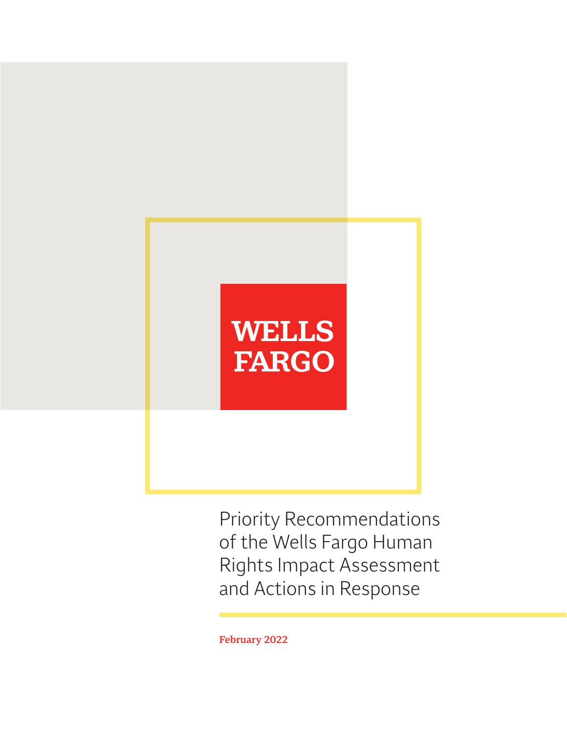WELLS FARGO

# Priority Recommendations of the Wells Fargo Human Rights Impact Assessment and Actions in Response

February 2022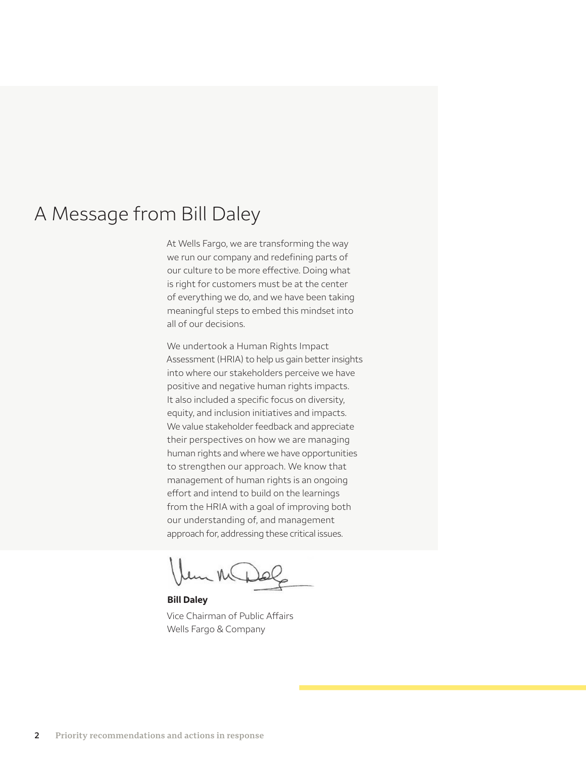# A Message from Bill Daley

At Wells Fargo, we are transforming the way we run our company and redefining parts of our culture to be more effective. Doing what is right for customers must be at the center of everything we do, and we have been taking meaningful steps to embed this mindset into all of our decisions.

We undertook a Human Rights Impact Assessment (HRIA) to help us gain better insights into where our stakeholders perceive we have positive and negative human rights impacts. It also included a specific focus on diversity, equity, and inclusion initiatives and impacts. We value stakeholder feedback and appreciate their perspectives on how we are managing human rights and where we have opportunities to strengthen our approach. We know that management of human rights is an ongoing effort and intend to build on the learnings from the HRIA with a goal of improving both our understanding of, and management approach for, addressing these critical issues.

**Bill Daley**
Vice Chairman of Public Affairs
Wells Fargo & Company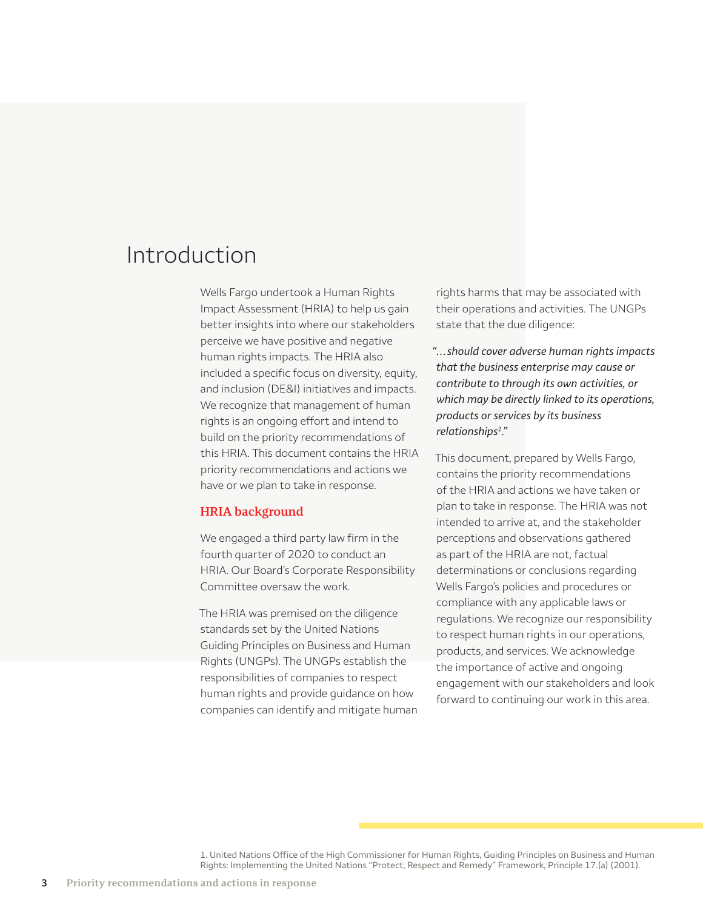# Introduction

Wells Fargo undertook a Human Rights Impact Assessment (HRIA) to help us gain better insights into where our stakeholders perceive we have positive and negative human rights impacts. The HRIA also included a specific focus on diversity, equity, and inclusion (DE&I) initiatives and impacts. We recognize that management of human rights is an ongoing effort and intend to build on the priority recommendations of this HRIA. This document contains the HRIA priority recommendations and actions we have or we plan to take in response.

## HRIA background

We engaged a third party law firm in the fourth quarter of 2020 to conduct an HRIA. Our Board's Corporate Responsibility Committee oversaw the work.

The HRIA was premised on the diligence standards set by the United Nations Guiding Principles on Business and Human Rights (UNGPs). The UNGPs establish the responsibilities of companies to respect human rights and provide guidance on how companies can identify and mitigate human rights harms that may be associated with their operations and activities. The UNGPs state that the due diligence:

*"…should cover adverse human rights impacts that the business enterprise may cause or contribute to through its own activities, or which may be directly linked to its operations, products or services by its business relationships[1]."*

This document, prepared by Wells Fargo, contains the priority recommendations of the HRIA and actions we have taken or plan to take in response. The HRIA was not intended to arrive at, and the stakeholder perceptions and observations gathered as part of the HRIA are not, factual determinations or conclusions regarding Wells Fargo's policies and procedures or compliance with any applicable laws or regulations. We recognize our responsibility to respect human rights in our operations, products, and services. We acknowledge the importance of active and ongoing engagement with our stakeholders and look forward to continuing our work in this area.

1. United Nations Office of the High Commissioner for Human Rights, Guiding Principles on Business and Human Rights: Implementing the United Nations "Protect, Respect and Remedy" Framework, Principle 17.(a) (2001).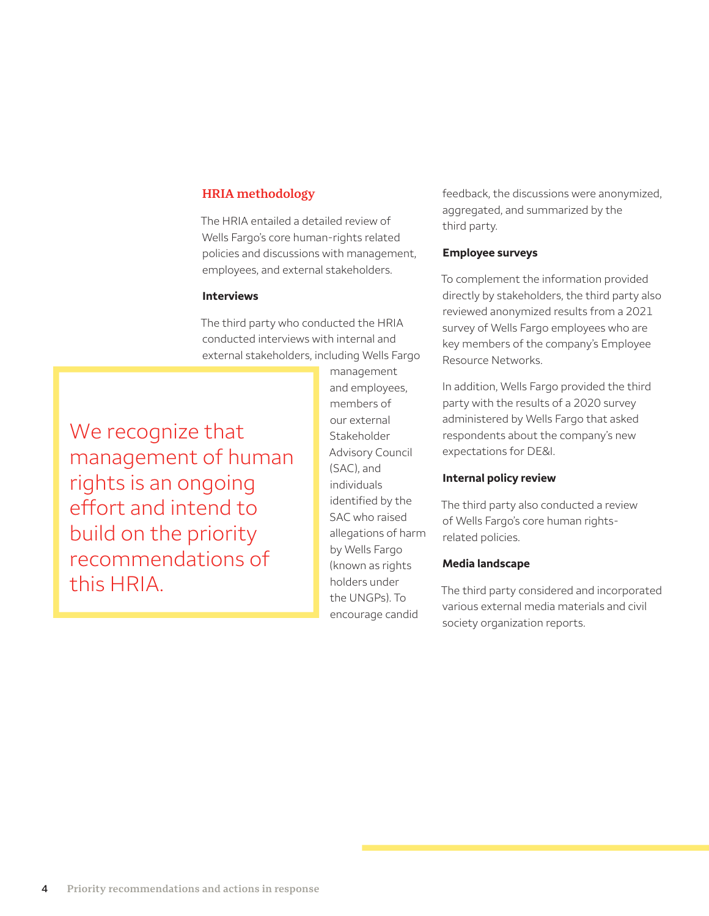## HRIA methodology

The HRIA entailed a detailed review of Wells Fargo's core human-rights related policies and discussions with management, employees, and external stakeholders.

### Interviews

The third party who conducted the HRIA conducted interviews with internal and external stakeholders, including Wells Fargo management and employees, members of our external Stakeholder Advisory Council (SAC), and individuals identified by the SAC who raised allegations of harm by Wells Fargo (known as rights holders under the UNGPs). To encourage candid feedback, the discussions were anonymized, aggregated, and summarized by the third party.

> We recognize that management of human rights is an ongoing effort and intend to build on the priority recommendations of this HRIA.

### Employee surveys

To complement the information provided directly by stakeholders, the third party also reviewed anonymized results from a 2021 survey of Wells Fargo employees who are key members of the company's Employee Resource Networks.

In addition, Wells Fargo provided the third party with the results of a 2020 survey administered by Wells Fargo that asked respondents about the company's new expectations for DE&I.

### Internal policy review

The third party also conducted a review of Wells Fargo's core human rights-related policies.

### Media landscape

The third party considered and incorporated various external media materials and civil society organization reports.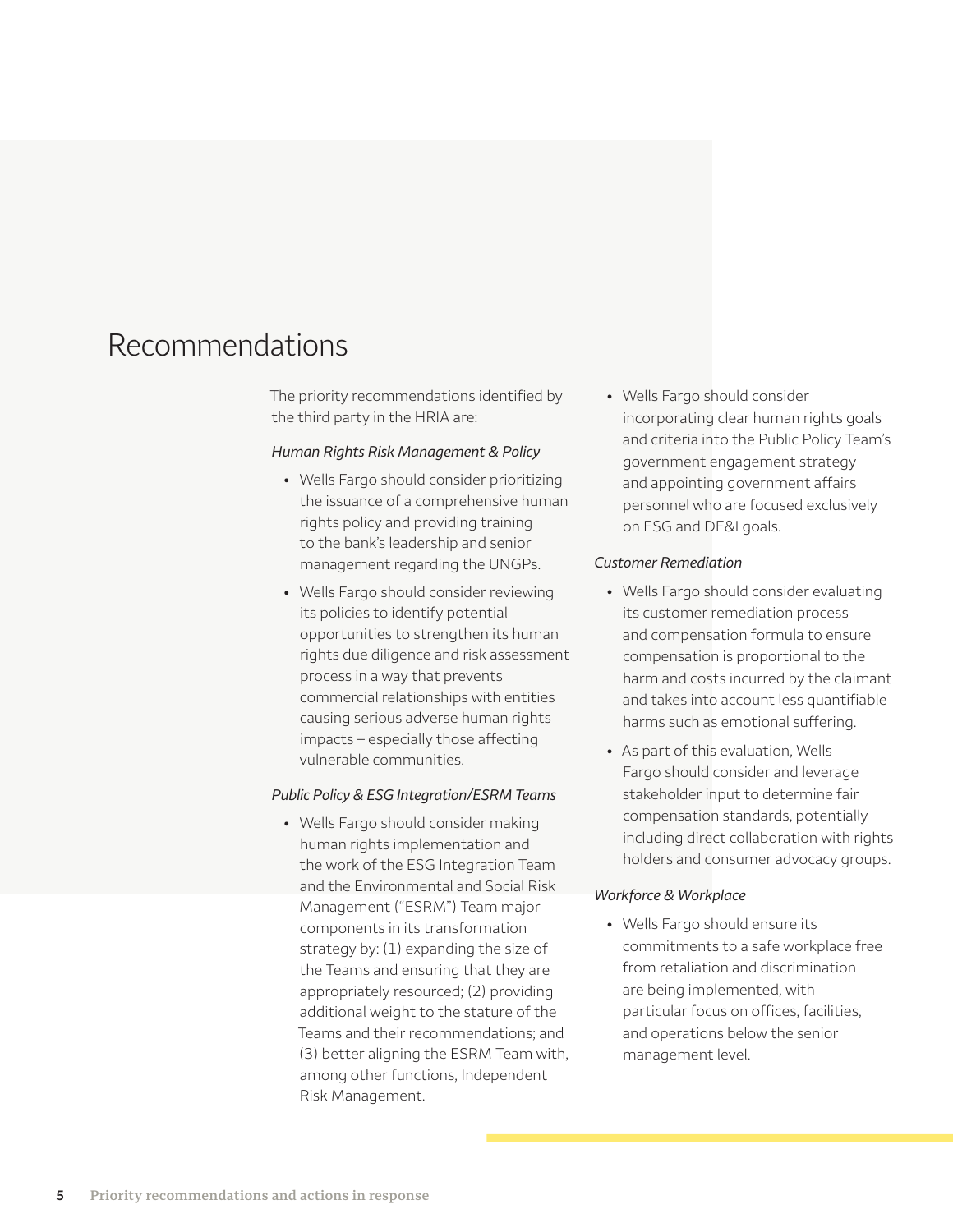# Recommendations

The priority recommendations identified by the third party in the HRIA are:

*Human Rights Risk Management & Policy*

- Wells Fargo should consider prioritizing the issuance of a comprehensive human rights policy and providing training to the bank's leadership and senior management regarding the UNGPs.
- Wells Fargo should consider reviewing its policies to identify potential opportunities to strengthen its human rights due diligence and risk assessment process in a way that prevents commercial relationships with entities causing serious adverse human rights impacts – especially those affecting vulnerable communities.

*Public Policy & ESG Integration/ESRM Teams*

- Wells Fargo should consider making human rights implementation and the work of the ESG Integration Team and the Environmental and Social Risk Management ("ESRM") Team major components in its transformation strategy by: (1) expanding the size of the Teams and ensuring that they are appropriately resourced; (2) providing additional weight to the stature of the Teams and their recommendations; and (3) better aligning the ESRM Team with, among other functions, Independent Risk Management.
- Wells Fargo should consider incorporating clear human rights goals and criteria into the Public Policy Team's government engagement strategy and appointing government affairs personnel who are focused exclusively on ESG and DE&I goals.

*Customer Remediation*

- Wells Fargo should consider evaluating its customer remediation process and compensation formula to ensure compensation is proportional to the harm and costs incurred by the claimant and takes into account less quantifiable harms such as emotional suffering.
- As part of this evaluation, Wells Fargo should consider and leverage stakeholder input to determine fair compensation standards, potentially including direct collaboration with rights holders and consumer advocacy groups.

*Workforce & Workplace*

- Wells Fargo should ensure its commitments to a safe workplace free from retaliation and discrimination are being implemented, with particular focus on offices, facilities, and operations below the senior management level.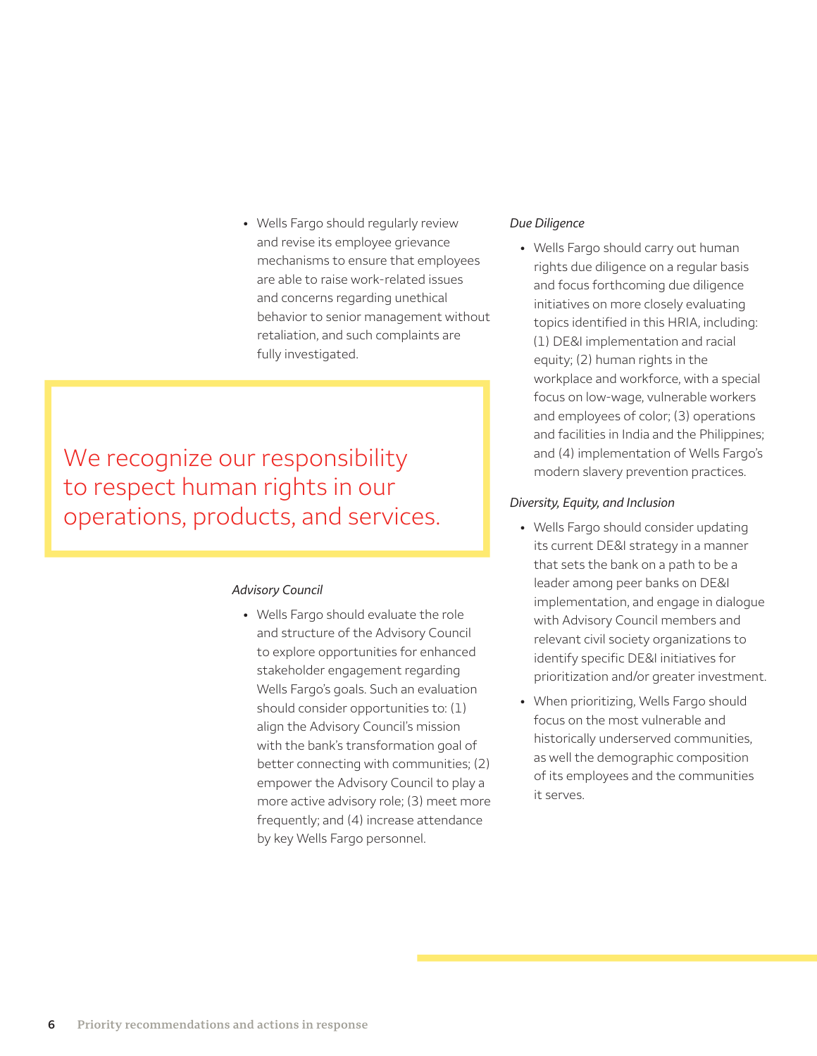- Wells Fargo should regularly review and revise its employee grievance mechanisms to ensure that employees are able to raise work-related issues and concerns regarding unethical behavior to senior management without retaliation, and such complaints are fully investigated.

> We recognize our responsibility to respect human rights in our operations, products, and services.

*Advisory Council*

- Wells Fargo should evaluate the role and structure of the Advisory Council to explore opportunities for enhanced stakeholder engagement regarding Wells Fargo's goals. Such an evaluation should consider opportunities to: (1) align the Advisory Council's mission with the bank's transformation goal of better connecting with communities; (2) empower the Advisory Council to play a more active advisory role; (3) meet more frequently; and (4) increase attendance by key Wells Fargo personnel.

*Due Diligence*

- Wells Fargo should carry out human rights due diligence on a regular basis and focus forthcoming due diligence initiatives on more closely evaluating topics identified in this HRIA, including: (1) DE&I implementation and racial equity; (2) human rights in the workplace and workforce, with a special focus on low-wage, vulnerable workers and employees of color; (3) operations and facilities in India and the Philippines; and (4) implementation of Wells Fargo's modern slavery prevention practices.

*Diversity, Equity, and Inclusion*

- Wells Fargo should consider updating its current DE&I strategy in a manner that sets the bank on a path to be a leader among peer banks on DE&I implementation, and engage in dialogue with Advisory Council members and relevant civil society organizations to identify specific DE&I initiatives for prioritization and/or greater investment.
- When prioritizing, Wells Fargo should focus on the most vulnerable and historically underserved communities, as well the demographic composition of its employees and the communities it serves.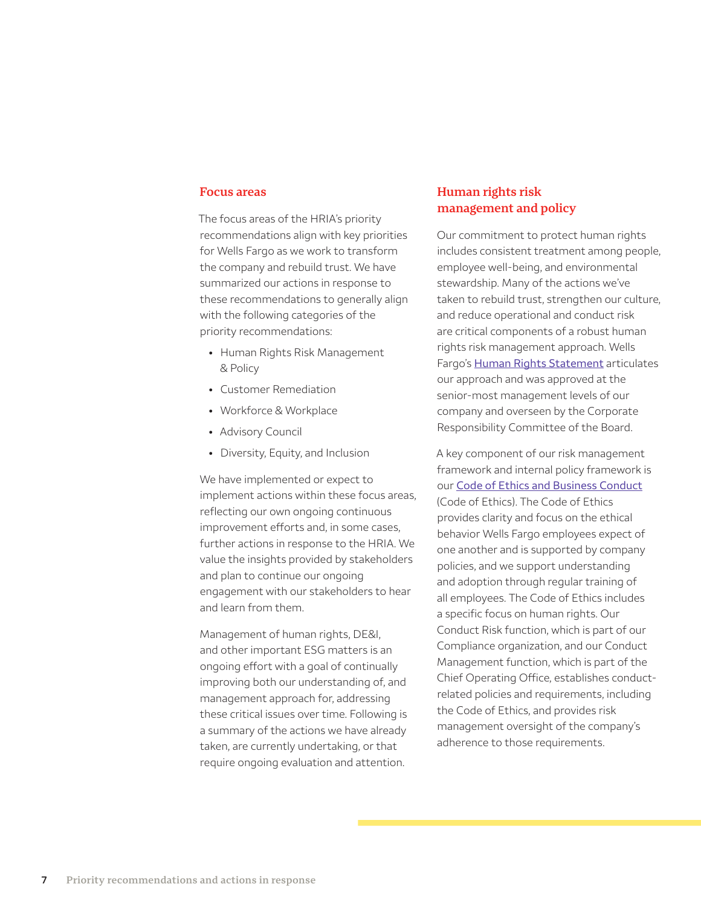## Focus areas

The focus areas of the HRIA's priority recommendations align with key priorities for Wells Fargo as we work to transform the company and rebuild trust. We have summarized our actions in response to these recommendations to generally align with the following categories of the priority recommendations:

- Human Rights Risk Management & Policy
- Customer Remediation
- Workforce & Workplace
- Advisory Council
- Diversity, Equity, and Inclusion

We have implemented or expect to implement actions within these focus areas, reflecting our own ongoing continuous improvement efforts and, in some cases, further actions in response to the HRIA. We value the insights provided by stakeholders and plan to continue our ongoing engagement with our stakeholders to hear and learn from them.

Management of human rights, DE&I, and other important ESG matters is an ongoing effort with a goal of continually improving both our understanding of, and management approach for, addressing these critical issues over time. Following is a summary of the actions we have already taken, are currently undertaking, or that require ongoing evaluation and attention.

## Human rights risk management and policy

Our commitment to protect human rights includes consistent treatment among people, employee well-being, and environmental stewardship. Many of the actions we've taken to rebuild trust, strengthen our culture, and reduce operational and conduct risk are critical components of a robust human rights risk management approach. Wells Fargo's Human Rights Statement articulates our approach and was approved at the senior-most management levels of our company and overseen by the Corporate Responsibility Committee of the Board.

A key component of our risk management framework and internal policy framework is our Code of Ethics and Business Conduct (Code of Ethics). The Code of Ethics provides clarity and focus on the ethical behavior Wells Fargo employees expect of one another and is supported by company policies, and we support understanding and adoption through regular training of all employees. The Code of Ethics includes a specific focus on human rights. Our Conduct Risk function, which is part of our Compliance organization, and our Conduct Management function, which is part of the Chief Operating Office, establishes conduct-related policies and requirements, including the Code of Ethics, and provides risk management oversight of the company's adherence to those requirements.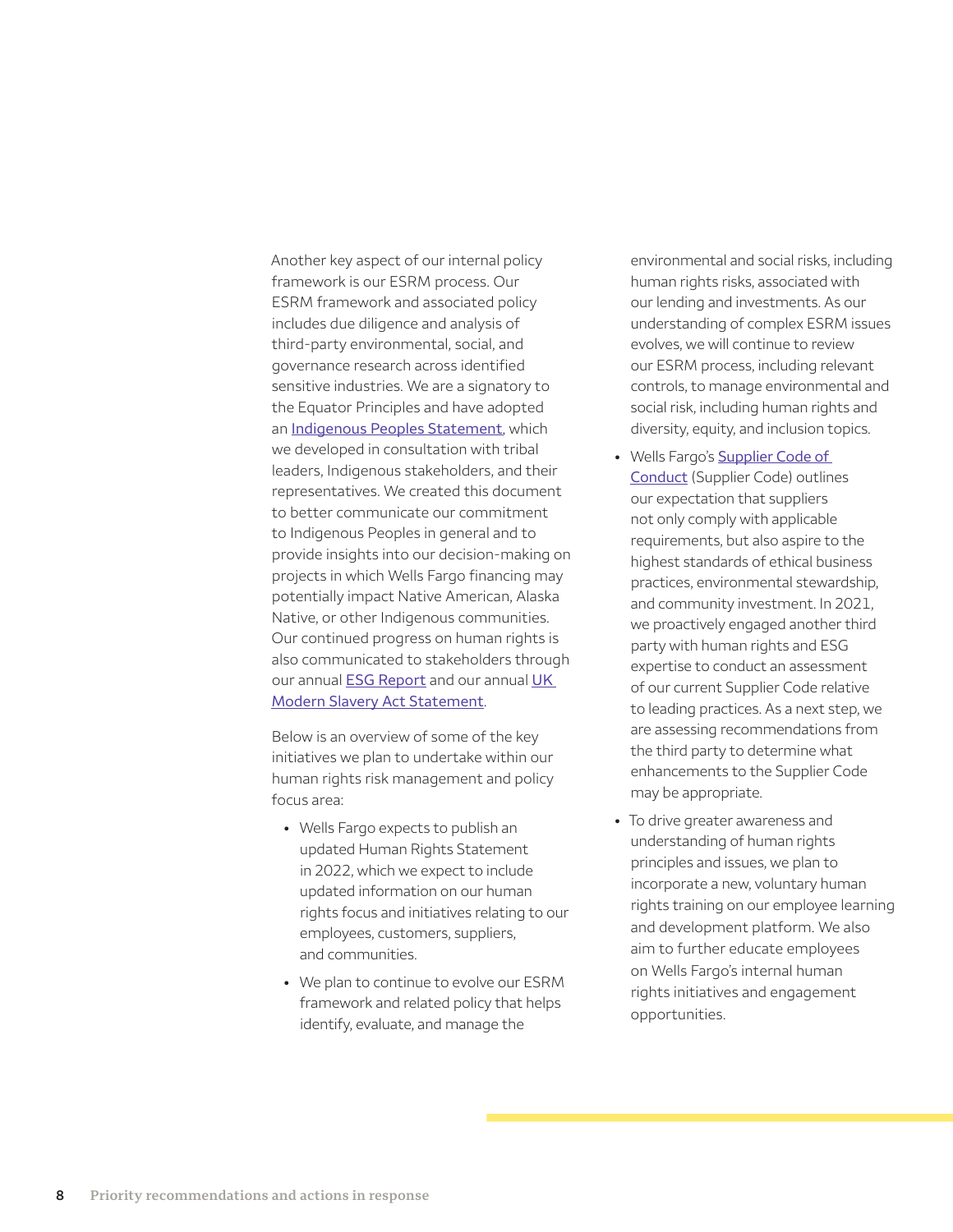Another key aspect of our internal policy framework is our ESRM process. Our ESRM framework and associated policy includes due diligence and analysis of third-party environmental, social, and governance research across identified sensitive industries. We are a signatory to the Equator Principles and have adopted an Indigenous Peoples Statement, which we developed in consultation with tribal leaders, Indigenous stakeholders, and their representatives. We created this document to better communicate our commitment to Indigenous Peoples in general and to provide insights into our decision-making on projects in which Wells Fargo financing may potentially impact Native American, Alaska Native, or other Indigenous communities. Our continued progress on human rights is also communicated to stakeholders through our annual ESG Report and our annual UK Modern Slavery Act Statement.

Below is an overview of some of the key initiatives we plan to undertake within our human rights risk management and policy focus area:

- Wells Fargo expects to publish an updated Human Rights Statement in 2022, which we expect to include updated information on our human rights focus and initiatives relating to our employees, customers, suppliers, and communities.
- We plan to continue to evolve our ESRM framework and related policy that helps identify, evaluate, and manage the environmental and social risks, including human rights risks, associated with our lending and investments. As our understanding of complex ESRM issues evolves, we will continue to review our ESRM process, including relevant controls, to manage environmental and social risk, including human rights and diversity, equity, and inclusion topics.
- Wells Fargo's Supplier Code of Conduct (Supplier Code) outlines our expectation that suppliers not only comply with applicable requirements, but also aspire to the highest standards of ethical business practices, environmental stewardship, and community investment. In 2021, we proactively engaged another third party with human rights and ESG expertise to conduct an assessment of our current Supplier Code relative to leading practices. As a next step, we are assessing recommendations from the third party to determine what enhancements to the Supplier Code may be appropriate.
- To drive greater awareness and understanding of human rights principles and issues, we plan to incorporate a new, voluntary human rights training on our employee learning and development platform. We also aim to further educate employees on Wells Fargo's internal human rights initiatives and engagement opportunities.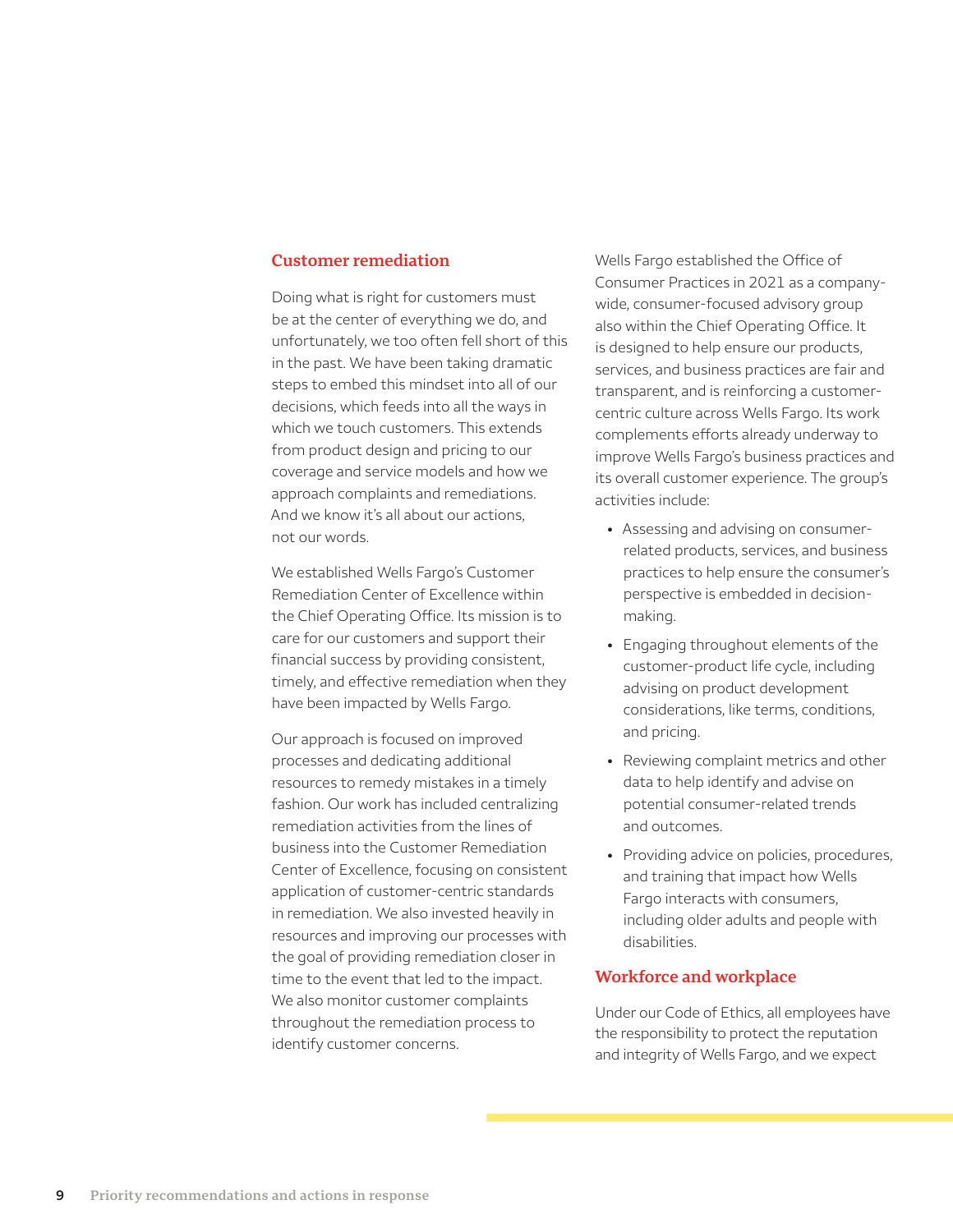## Customer remediation

Doing what is right for customers must be at the center of everything we do, and unfortunately, we too often fell short of this in the past. We have been taking dramatic steps to embed this mindset into all of our decisions, which feeds into all the ways in which we touch customers. This extends from product design and pricing to our coverage and service models and how we approach complaints and remediations. And we know it's all about our actions, not our words.

We established Wells Fargo's Customer Remediation Center of Excellence within the Chief Operating Office. Its mission is to care for our customers and support their financial success by providing consistent, timely, and effective remediation when they have been impacted by Wells Fargo.

Our approach is focused on improved processes and dedicating additional resources to remedy mistakes in a timely fashion. Our work has included centralizing remediation activities from the lines of business into the Customer Remediation Center of Excellence, focusing on consistent application of customer-centric standards in remediation. We also invested heavily in resources and improving our processes with the goal of providing remediation closer in time to the event that led to the impact. We also monitor customer complaints throughout the remediation process to identify customer concerns.

Wells Fargo established the Office of Consumer Practices in 2021 as a company-wide, consumer-focused advisory group also within the Chief Operating Office. It is designed to help ensure our products, services, and business practices are fair and transparent, and is reinforcing a customer-centric culture across Wells Fargo. Its work complements efforts already underway to improve Wells Fargo's business practices and its overall customer experience. The group's activities include:

- Assessing and advising on consumer-related products, services, and business practices to help ensure the consumer's perspective is embedded in decision-making.
- Engaging throughout elements of the customer-product life cycle, including advising on product development considerations, like terms, conditions, and pricing.
- Reviewing complaint metrics and other data to help identify and advise on potential consumer-related trends and outcomes.
- Providing advice on policies, procedures, and training that impact how Wells Fargo interacts with consumers, including older adults and people with disabilities.

## Workforce and workplace

Under our Code of Ethics, all employees have the responsibility to protect the reputation and integrity of Wells Fargo, and we expect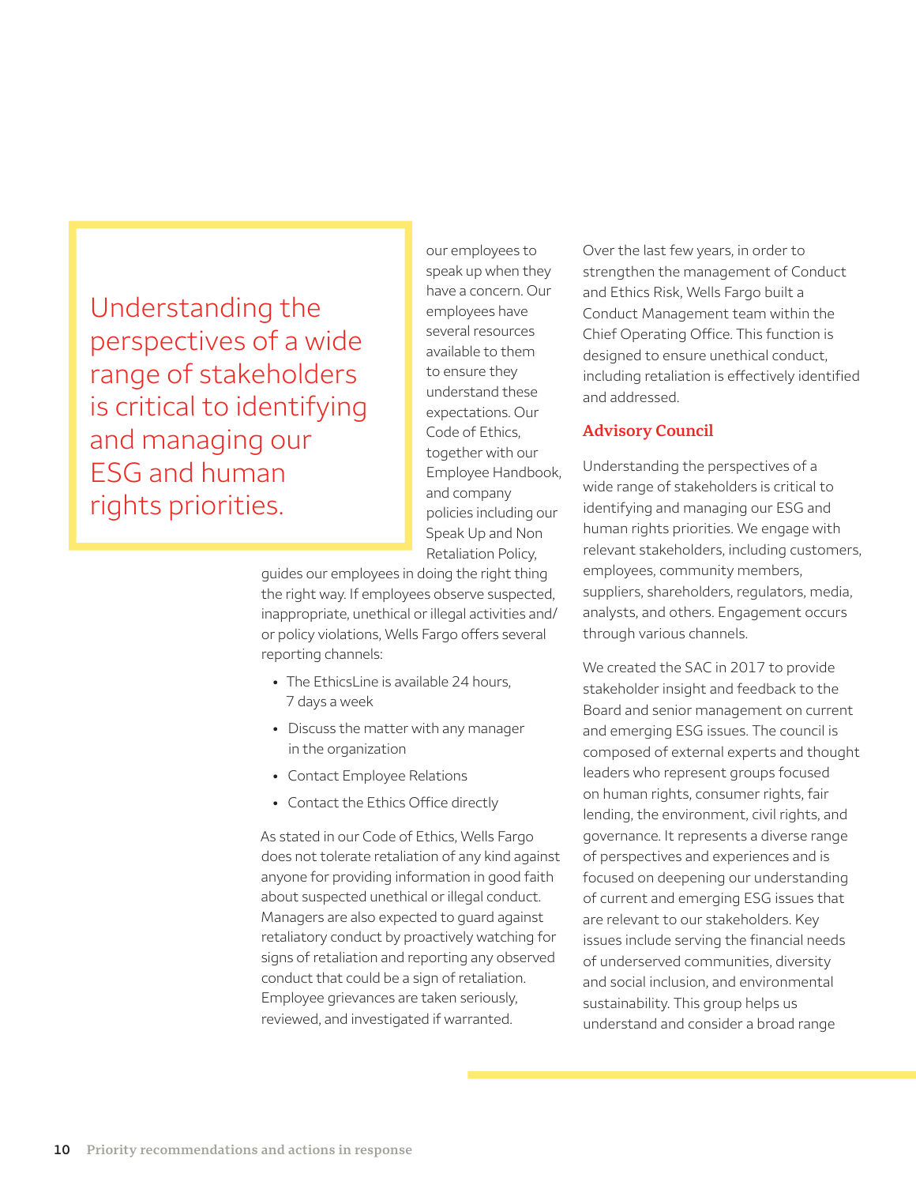> Understanding the perspectives of a wide range of stakeholders is critical to identifying and managing our ESG and human rights priorities.

our employees to speak up when they have a concern. Our employees have several resources available to them to ensure they understand these expectations. Our Code of Ethics, together with our Employee Handbook, and company policies including our Speak Up and Non Retaliation Policy, guides our employees in doing the right thing the right way. If employees observe suspected, inappropriate, unethical or illegal activities and/or policy violations, Wells Fargo offers several reporting channels:

- The EthicsLine is available 24 hours, 7 days a week
- Discuss the matter with any manager in the organization
- Contact Employee Relations
- Contact the Ethics Office directly

As stated in our Code of Ethics, Wells Fargo does not tolerate retaliation of any kind against anyone for providing information in good faith about suspected unethical or illegal conduct. Managers are also expected to guard against retaliatory conduct by proactively watching for signs of retaliation and reporting any observed conduct that could be a sign of retaliation. Employee grievances are taken seriously, reviewed, and investigated if warranted.

Over the last few years, in order to strengthen the management of Conduct and Ethics Risk, Wells Fargo built a Conduct Management team within the Chief Operating Office. This function is designed to ensure unethical conduct, including retaliation is effectively identified and addressed.

## Advisory Council

Understanding the perspectives of a wide range of stakeholders is critical to identifying and managing our ESG and human rights priorities. We engage with relevant stakeholders, including customers, employees, community members, suppliers, shareholders, regulators, media, analysts, and others. Engagement occurs through various channels.

We created the SAC in 2017 to provide stakeholder insight and feedback to the Board and senior management on current and emerging ESG issues. The council is composed of external experts and thought leaders who represent groups focused on human rights, consumer rights, fair lending, the environment, civil rights, and governance. It represents a diverse range of perspectives and experiences and is focused on deepening our understanding of current and emerging ESG issues that are relevant to our stakeholders. Key issues include serving the financial needs of underserved communities, diversity and social inclusion, and environmental sustainability. This group helps us understand and consider a broad range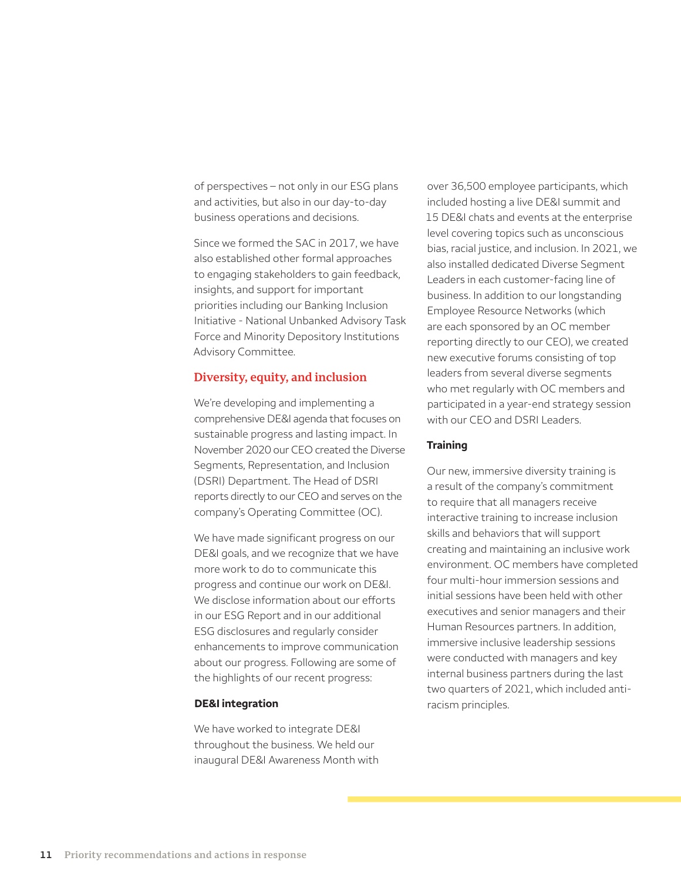of perspectives – not only in our ESG plans and activities, but also in our day-to-day business operations and decisions.

Since we formed the SAC in 2017, we have also established other formal approaches to engaging stakeholders to gain feedback, insights, and support for important priorities including our Banking Inclusion Initiative - National Unbanked Advisory Task Force and Minority Depository Institutions Advisory Committee.

## Diversity, equity, and inclusion

We're developing and implementing a comprehensive DE&I agenda that focuses on sustainable progress and lasting impact. In November 2020 our CEO created the Diverse Segments, Representation, and Inclusion (DSRI) Department. The Head of DSRI reports directly to our CEO and serves on the company's Operating Committee (OC).

We have made significant progress on our DE&I goals, and we recognize that we have more work to do to communicate this progress and continue our work on DE&I. We disclose information about our efforts in our ESG Report and in our additional ESG disclosures and regularly consider enhancements to improve communication about our progress. Following are some of the highlights of our recent progress:

### DE&I integration

We have worked to integrate DE&I throughout the business. We held our inaugural DE&I Awareness Month with over 36,500 employee participants, which included hosting a live DE&I summit and 15 DE&I chats and events at the enterprise level covering topics such as unconscious bias, racial justice, and inclusion. In 2021, we also installed dedicated Diverse Segment Leaders in each customer-facing line of business. In addition to our longstanding Employee Resource Networks (which are each sponsored by an OC member reporting directly to our CEO), we created new executive forums consisting of top leaders from several diverse segments who met regularly with OC members and participated in a year-end strategy session with our CEO and DSRI Leaders.

### Training

Our new, immersive diversity training is a result of the company's commitment to require that all managers receive interactive training to increase inclusion skills and behaviors that will support creating and maintaining an inclusive work environment. OC members have completed four multi-hour immersion sessions and initial sessions have been held with other executives and senior managers and their Human Resources partners. In addition, immersive inclusive leadership sessions were conducted with managers and key internal business partners during the last two quarters of 2021, which included anti-racism principles.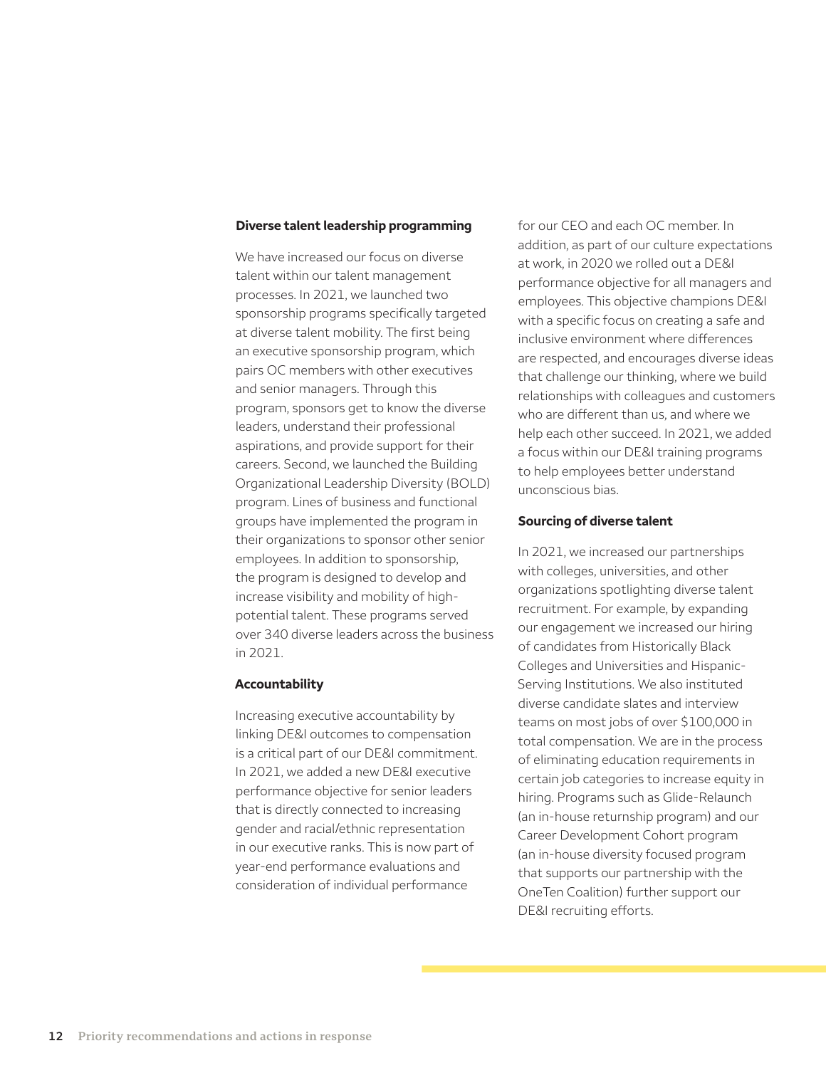**Diverse talent leadership programming**

We have increased our focus on diverse talent within our talent management processes. In 2021, we launched two sponsorship programs specifically targeted at diverse talent mobility. The first being an executive sponsorship program, which pairs OC members with other executives and senior managers. Through this program, sponsors get to know the diverse leaders, understand their professional aspirations, and provide support for their careers. Second, we launched the Building Organizational Leadership Diversity (BOLD) program. Lines of business and functional groups have implemented the program in their organizations to sponsor other senior employees. In addition to sponsorship, the program is designed to develop and increase visibility and mobility of high-potential talent. These programs served over 340 diverse leaders across the business in 2021.

**Accountability**

Increasing executive accountability by linking DE&I outcomes to compensation is a critical part of our DE&I commitment. In 2021, we added a new DE&I executive performance objective for senior leaders that is directly connected to increasing gender and racial/ethnic representation in our executive ranks. This is now part of year-end performance evaluations and consideration of individual performance for our CEO and each OC member. In addition, as part of our culture expectations at work, in 2020 we rolled out a DE&I performance objective for all managers and employees. This objective champions DE&I with a specific focus on creating a safe and inclusive environment where differences are respected, and encourages diverse ideas that challenge our thinking, where we build relationships with colleagues and customers who are different than us, and where we help each other succeed. In 2021, we added a focus within our DE&I training programs to help employees better understand unconscious bias.

**Sourcing of diverse talent**

In 2021, we increased our partnerships with colleges, universities, and other organizations spotlighting diverse talent recruitment. For example, by expanding our engagement we increased our hiring of candidates from Historically Black Colleges and Universities and Hispanic-Serving Institutions. We also instituted diverse candidate slates and interview teams on most jobs of over $100,000 in total compensation. We are in the process of eliminating education requirements in certain job categories to increase equity in hiring. Programs such as Glide-Relaunch (an in-house returnship program) and our Career Development Cohort program (an in-house diversity focused program that supports our partnership with the OneTen Coalition) further support our DE&I recruiting efforts.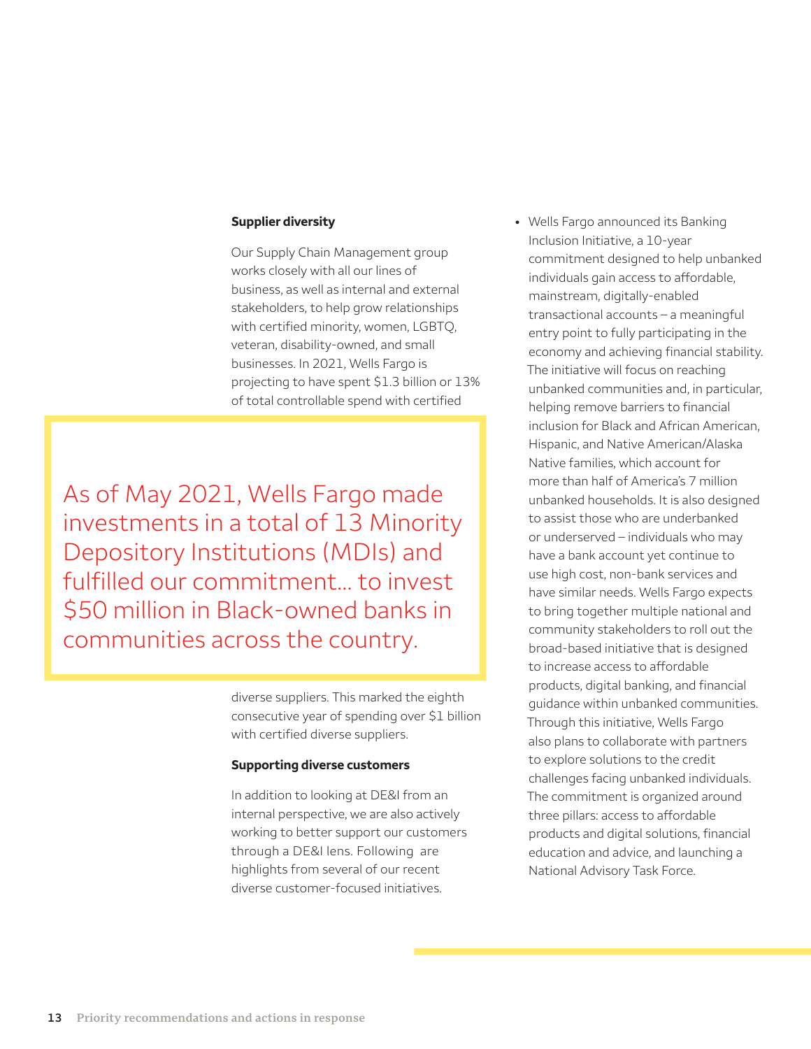### Supplier diversity

Our Supply Chain Management group works closely with all our lines of business, as well as internal and external stakeholders, to help grow relationships with certified minority, women, LGBTQ, veteran, disability-owned, and small businesses. In 2021, Wells Fargo is projecting to have spent $1.3 billion or 13% of total controllable spend with certified diverse suppliers. This marked the eighth consecutive year of spending over $1 billion with certified diverse suppliers.

> As of May 2021, Wells Fargo made investments in a total of 13 Minority Depository Institutions (MDIs) and fulfilled our commitment… to invest $50 million in Black-owned banks in communities across the country.

### Supporting diverse customers

In addition to looking at DE&I from an internal perspective, we are also actively working to better support our customers through a DE&I lens. Following  are highlights from several of our recent diverse customer-focused initiatives.

- Wells Fargo announced its Banking Inclusion Initiative, a 10-year commitment designed to help unbanked individuals gain access to affordable, mainstream, digitally-enabled transactional accounts – a meaningful entry point to fully participating in the economy and achieving financial stability. The initiative will focus on reaching unbanked communities and, in particular, helping remove barriers to financial inclusion for Black and African American, Hispanic, and Native American/Alaska Native families, which account for more than half of America's 7 million unbanked households. It is also designed to assist those who are underbanked or underserved – individuals who may have a bank account yet continue to use high cost, non-bank services and have similar needs. Wells Fargo expects to bring together multiple national and community stakeholders to roll out the broad-based initiative that is designed to increase access to affordable products, digital banking, and financial guidance within unbanked communities. Through this initiative, Wells Fargo also plans to collaborate with partners to explore solutions to the credit challenges facing unbanked individuals. The commitment is organized around three pillars: access to affordable products and digital solutions, financial education and advice, and launching a National Advisory Task Force.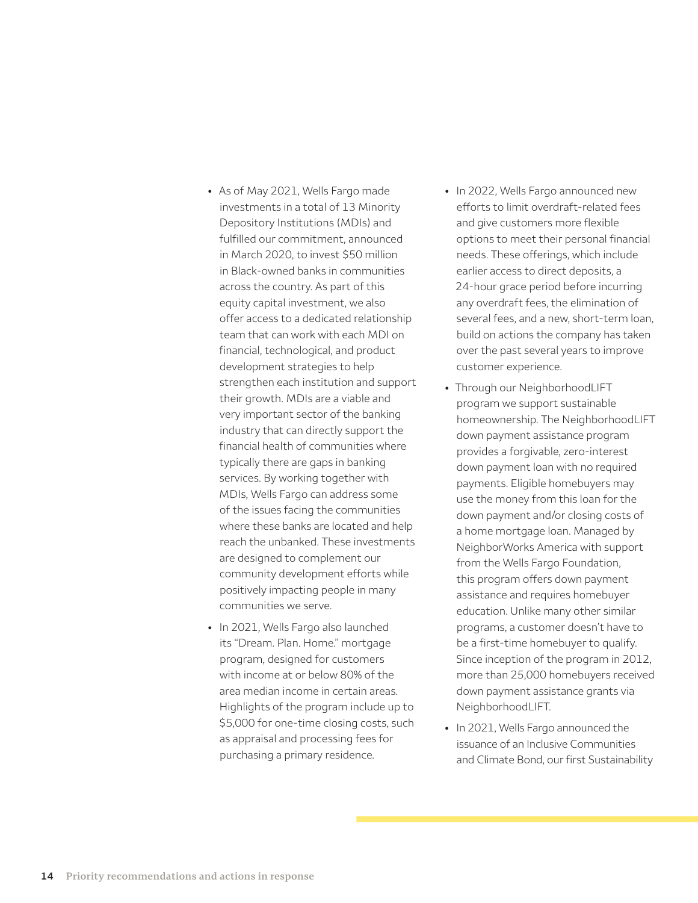- As of May 2021, Wells Fargo made investments in a total of 13 Minority Depository Institutions (MDIs) and fulfilled our commitment, announced in March 2020, to invest $50 million in Black-owned banks in communities across the country. As part of this equity capital investment, we also offer access to a dedicated relationship team that can work with each MDI on financial, technological, and product development strategies to help strengthen each institution and support their growth. MDIs are a viable and very important sector of the banking industry that can directly support the financial health of communities where typically there are gaps in banking services. By working together with MDIs, Wells Fargo can address some of the issues facing the communities where these banks are located and help reach the unbanked. These investments are designed to complement our community development efforts while positively impacting people in many communities we serve.
- In 2021, Wells Fargo also launched its "Dream. Plan. Home." mortgage program, designed for customers with income at or below 80% of the area median income in certain areas. Highlights of the program include up to $5,000 for one-time closing costs, such as appraisal and processing fees for purchasing a primary residence.
- In 2022, Wells Fargo announced new efforts to limit overdraft-related fees and give customers more flexible options to meet their personal financial needs. These offerings, which include earlier access to direct deposits, a 24-hour grace period before incurring any overdraft fees, the elimination of several fees, and a new, short-term loan, build on actions the company has taken over the past several years to improve customer experience.
- Through our NeighborhoodLIFT program we support sustainable homeownership. The NeighborhoodLIFT down payment assistance program provides a forgivable, zero-interest down payment loan with no required payments. Eligible homebuyers may use the money from this loan for the down payment and/or closing costs of a home mortgage loan. Managed by NeighborWorks America with support from the Wells Fargo Foundation, this program offers down payment assistance and requires homebuyer education. Unlike many other similar programs, a customer doesn't have to be a first-time homebuyer to qualify. Since inception of the program in 2012, more than 25,000 homebuyers received down payment assistance grants via NeighborhoodLIFT.
- In 2021, Wells Fargo announced the issuance of an Inclusive Communities and Climate Bond, our first Sustainability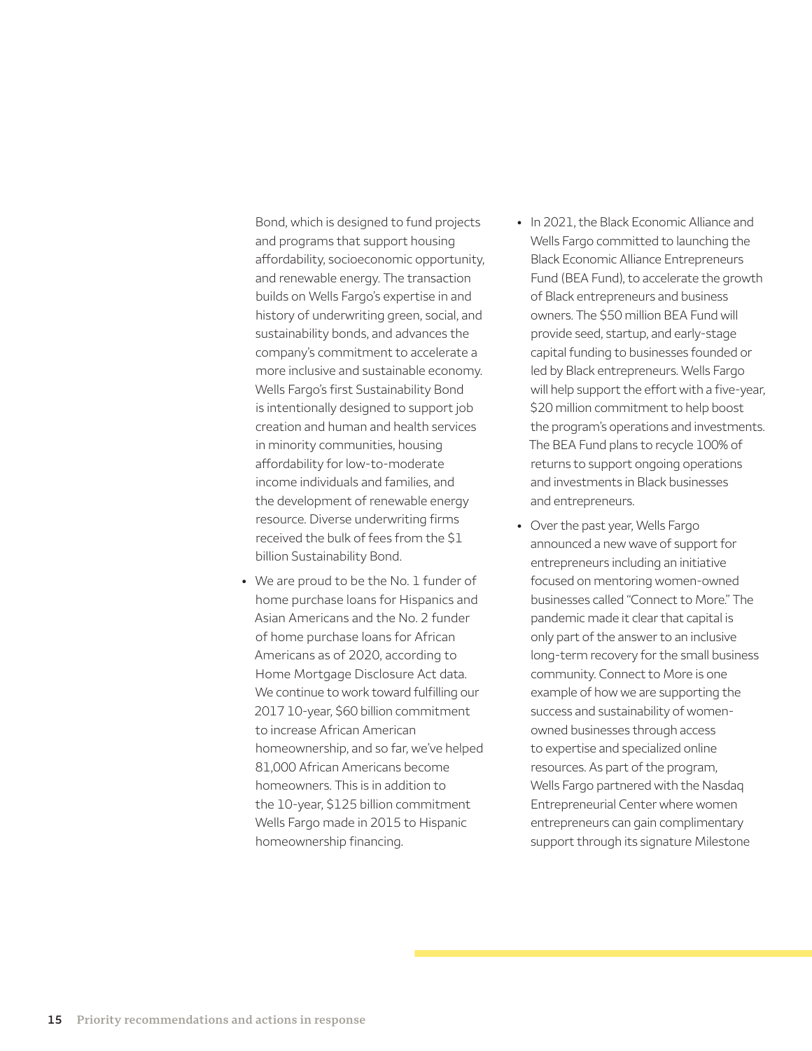Bond, which is designed to fund projects and programs that support housing affordability, socioeconomic opportunity, and renewable energy. The transaction builds on Wells Fargo's expertise in and history of underwriting green, social, and sustainability bonds, and advances the company's commitment to accelerate a more inclusive and sustainable economy. Wells Fargo's first Sustainability Bond is intentionally designed to support job creation and human and health services in minority communities, housing affordability for low-to-moderate income individuals and families, and the development of renewable energy resource. Diverse underwriting firms received the bulk of fees from the $1 billion Sustainability Bond.

- We are proud to be the No. 1 funder of home purchase loans for Hispanics and Asian Americans and the No. 2 funder of home purchase loans for African Americans as of 2020, according to Home Mortgage Disclosure Act data. We continue to work toward fulfilling our 2017 10-year, $60 billion commitment to increase African American homeownership, and so far, we've helped 81,000 African Americans become homeowners. This is in addition to the 10-year, $125 billion commitment Wells Fargo made in 2015 to Hispanic homeownership financing.
- In 2021, the Black Economic Alliance and Wells Fargo committed to launching the Black Economic Alliance Entrepreneurs Fund (BEA Fund), to accelerate the growth of Black entrepreneurs and business owners. The $50 million BEA Fund will provide seed, startup, and early-stage capital funding to businesses founded or led by Black entrepreneurs. Wells Fargo will help support the effort with a five-year, $20 million commitment to help boost the program's operations and investments. The BEA Fund plans to recycle 100% of returns to support ongoing operations and investments in Black businesses and entrepreneurs.
- Over the past year, Wells Fargo announced a new wave of support for entrepreneurs including an initiative focused on mentoring women-owned businesses called "Connect to More." The pandemic made it clear that capital is only part of the answer to an inclusive long-term recovery for the small business community. Connect to More is one example of how we are supporting the success and sustainability of women-owned businesses through access to expertise and specialized online resources. As part of the program, Wells Fargo partnered with the Nasdaq Entrepreneurial Center where women entrepreneurs can gain complimentary support through its signature Milestone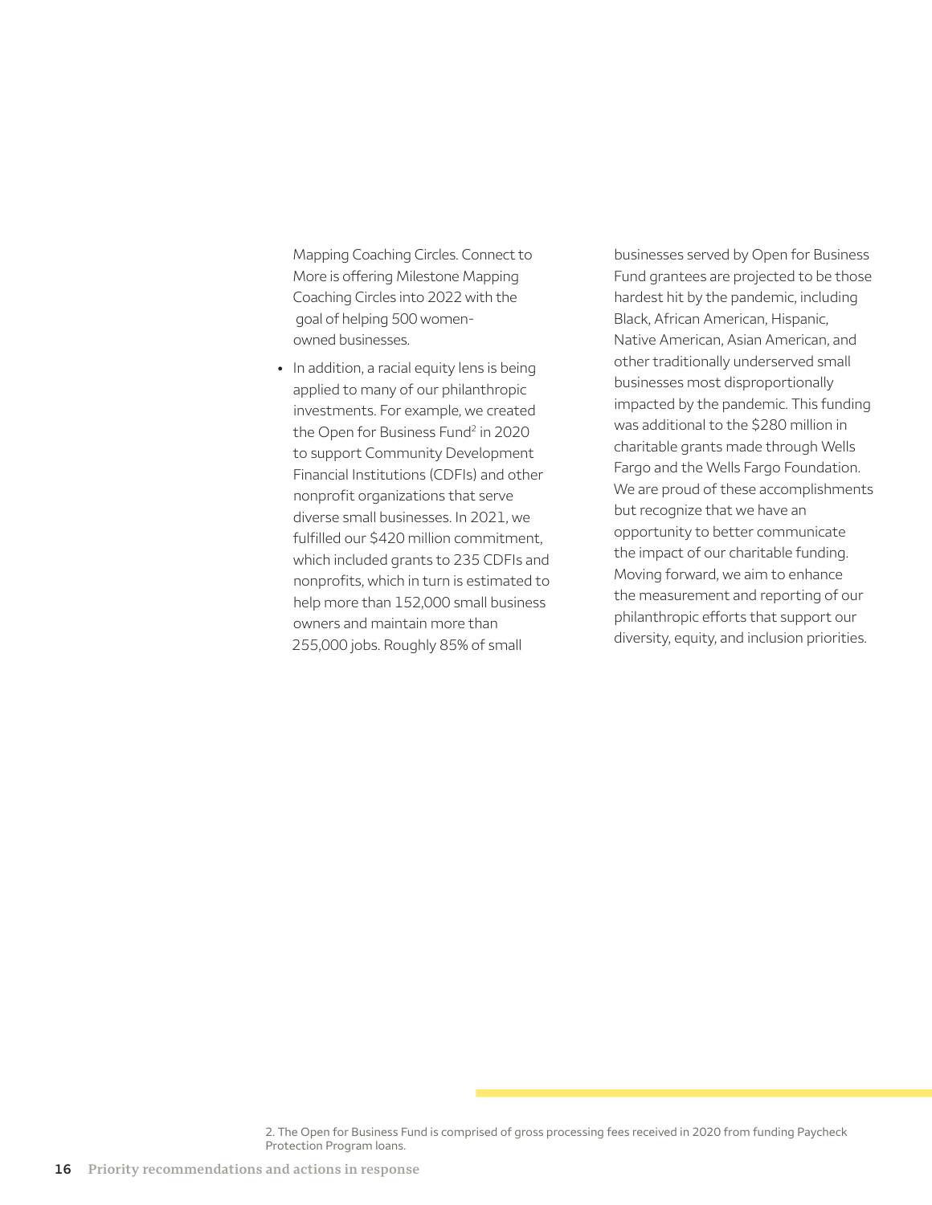Mapping Coaching Circles. Connect to More is offering Milestone Mapping Coaching Circles into 2022 with the goal of helping 500 women-owned businesses.

- In addition, a racial equity lens is being applied to many of our philanthropic investments. For example, we created the Open for Business Fund[2] in 2020 to support Community Development Financial Institutions (CDFIs) and other nonprofit organizations that serve diverse small businesses. In 2021, we fulfilled our $420 million commitment, which included grants to 235 CDFIs and nonprofits, which in turn is estimated to help more than 152,000 small business owners and maintain more than 255,000 jobs. Roughly 85% of small businesses served by Open for Business Fund grantees are projected to be those hardest hit by the pandemic, including Black, African American, Hispanic, Native American, Asian American, and other traditionally underserved small businesses most disproportionally impacted by the pandemic. This funding was additional to the $280 million in charitable grants made through Wells Fargo and the Wells Fargo Foundation. We are proud of these accomplishments but recognize that we have an opportunity to better communicate the impact of our charitable funding. Moving forward, we aim to enhance the measurement and reporting of our philanthropic efforts that support our diversity, equity, and inclusion priorities.

2. The Open for Business Fund is comprised of gross processing fees received in 2020 from funding Paycheck Protection Program loans.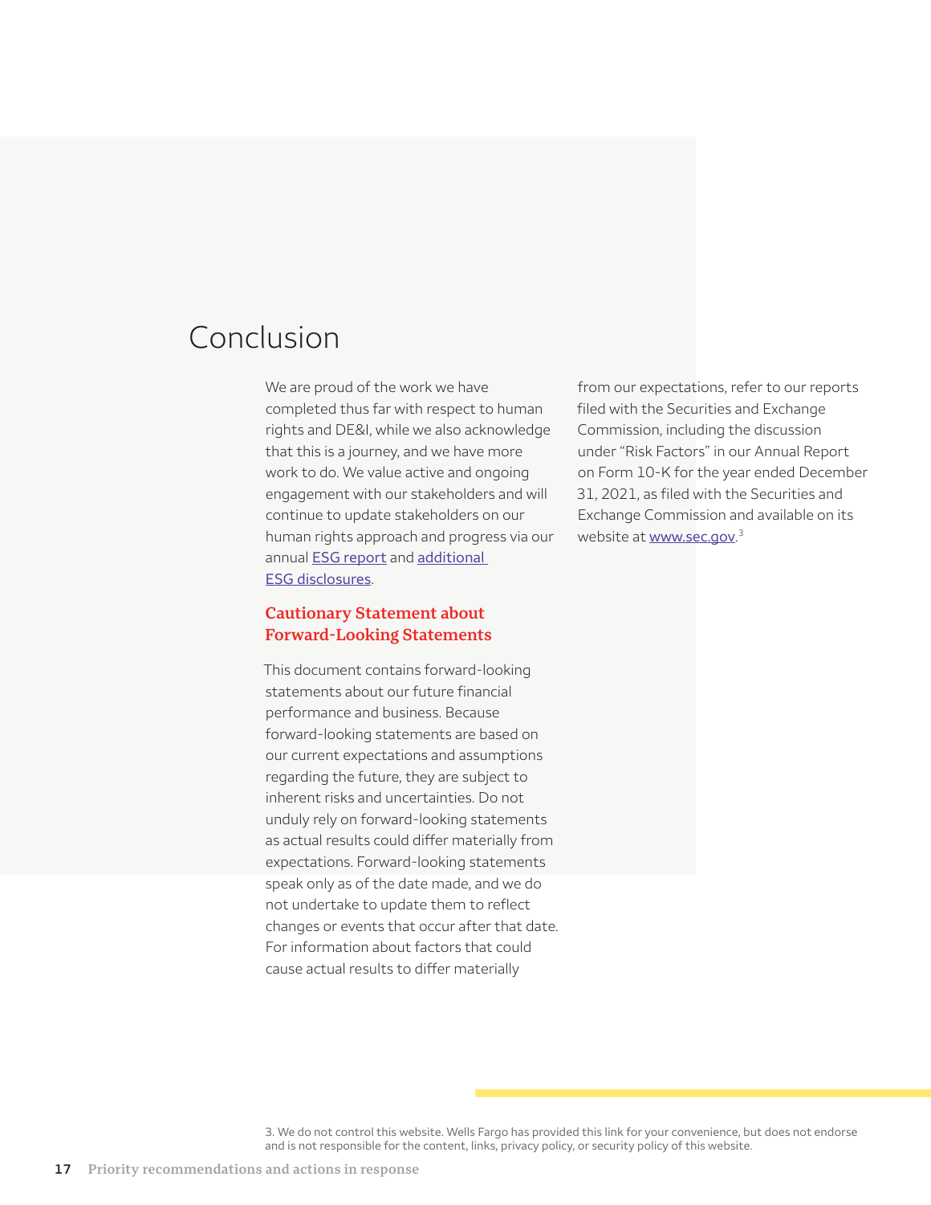# Conclusion

We are proud of the work we have completed thus far with respect to human rights and DE&I, while we also acknowledge that this is a journey, and we have more work to do. We value active and ongoing engagement with our stakeholders and will continue to update stakeholders on our human rights approach and progress via our annual ESG report and additional ESG disclosures.

## Cautionary Statement about Forward-Looking Statements

This document contains forward-looking statements about our future financial performance and business. Because forward-looking statements are based on our current expectations and assumptions regarding the future, they are subject to inherent risks and uncertainties. Do not unduly rely on forward-looking statements as actual results could differ materially from expectations. Forward-looking statements speak only as of the date made, and we do not undertake to update them to reflect changes or events that occur after that date. For information about factors that could cause actual results to differ materially from our expectations, refer to our reports filed with the Securities and Exchange Commission, including the discussion under "Risk Factors" in our Annual Report on Form 10-K for the year ended December 31, 2021, as filed with the Securities and Exchange Commission and available on its website at www.sec.gov.[3]

3. We do not control this website. Wells Fargo has provided this link for your convenience, but does not endorse and is not responsible for the content, links, privacy policy, or security policy of this website.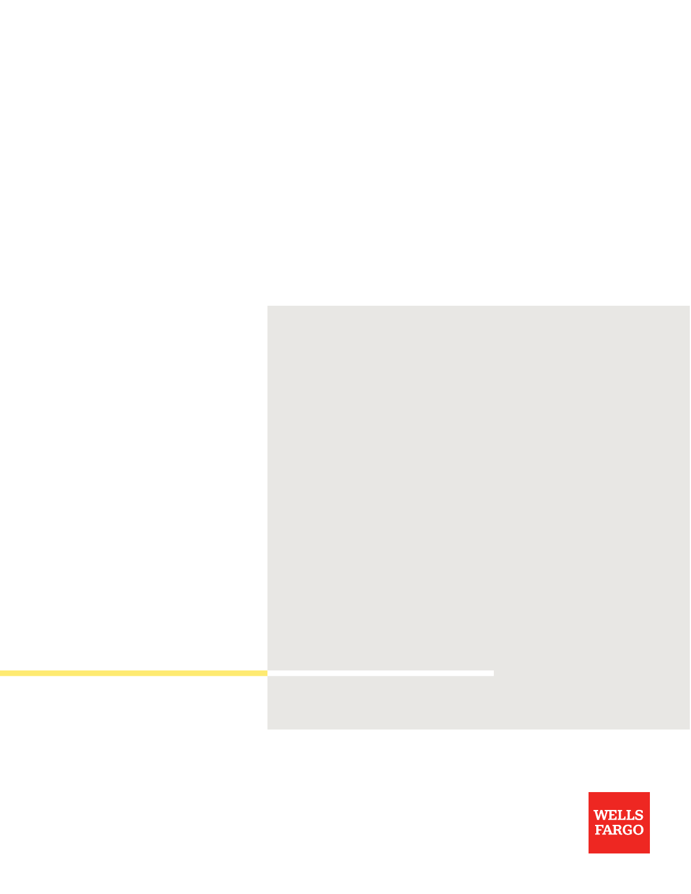WELLS FARGO